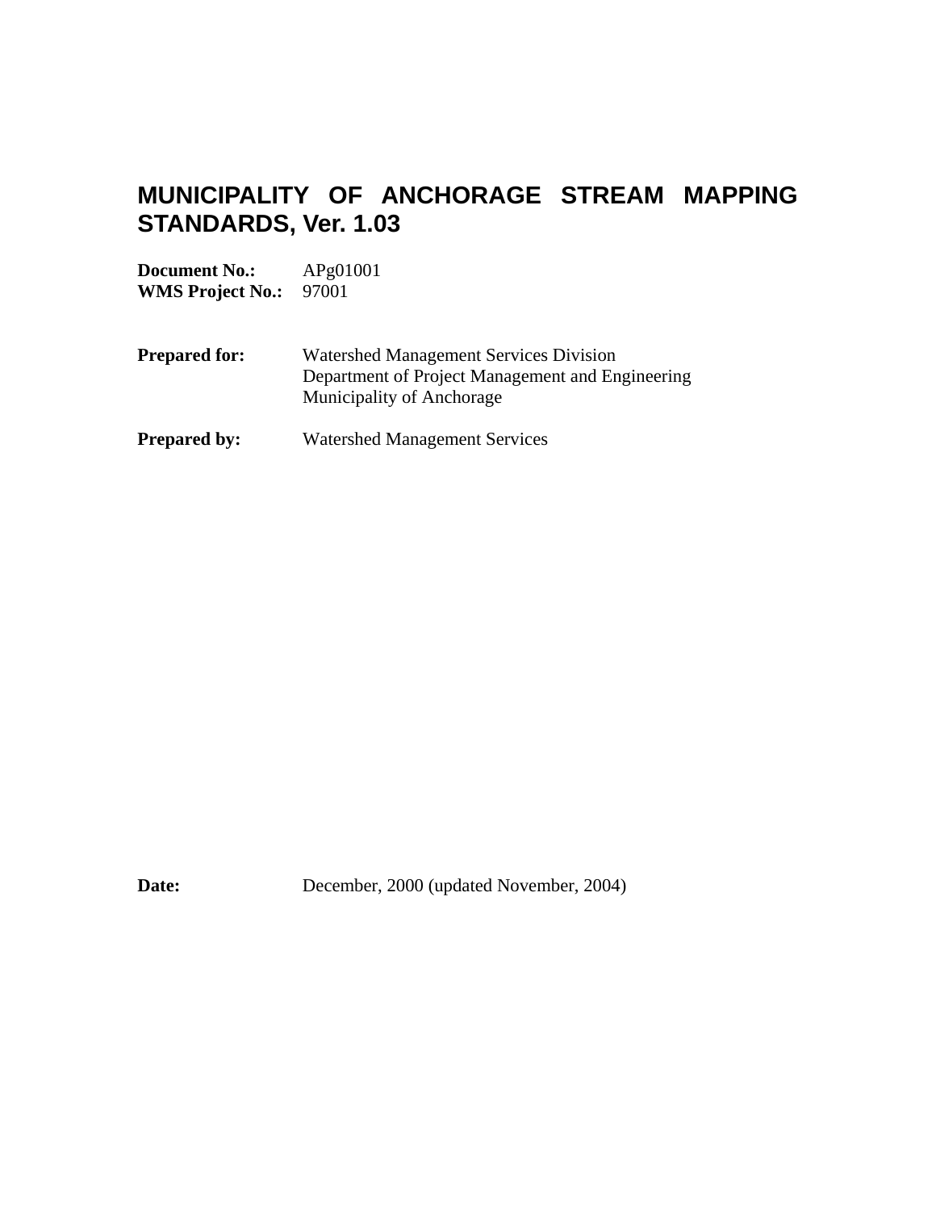# MUNICIPALITY OF ANCHORAGE STREAM MAPPING STANDARDS, Ver. 1.03

**Document No.:** APg01001
**WMS Project No.:** 97001

**Prepared for:** Watershed Management Services Division
Department of Project Management and Engineering
Municipality of Anchorage

**Prepared by:** Watershed Management Services

**Date:** December, 2000 (updated November, 2004)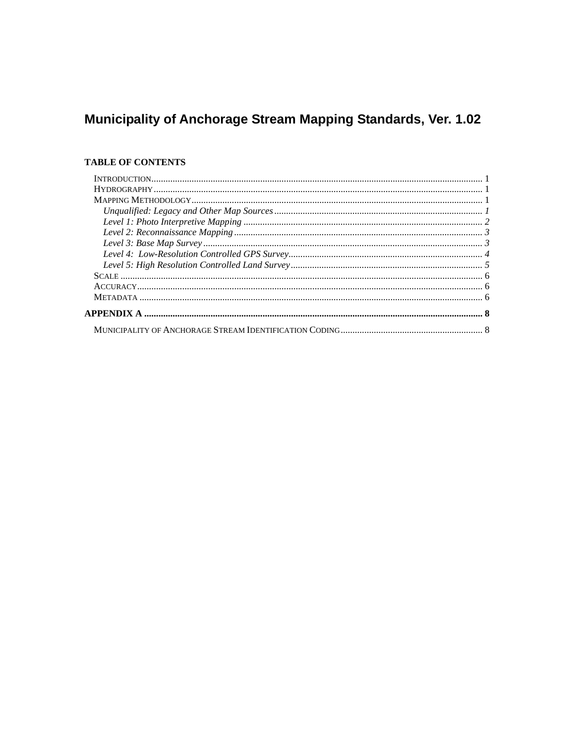# Municipality of Anchorage Stream Mapping Standards, Ver. 1.02

**TABLE OF CONTENTS**

INTRODUCTION .......... 1
HYDROGRAPHY .......... 1
MAPPING METHODOLOGY .......... 1
- *Unqualified: Legacy and Other Map Sources* .......... *1*
- *Level 1: Photo Interpretive Mapping* .......... *2*
- *Level 2: Reconnaissance Mapping* .......... *3*
- *Level 3: Base Map Survey* .......... *3*
- *Level 4: Low-Resolution Controlled GPS Survey* .......... *4*
- *Level 5: High Resolution Controlled Land Survey* .......... *5*

SCALE .......... 6
ACCURACY .......... 6
METADATA .......... 6

**APPENDIX A .......... 8**

MUNICIPALITY OF ANCHORAGE STREAM IDENTIFICATION CODING .......... 8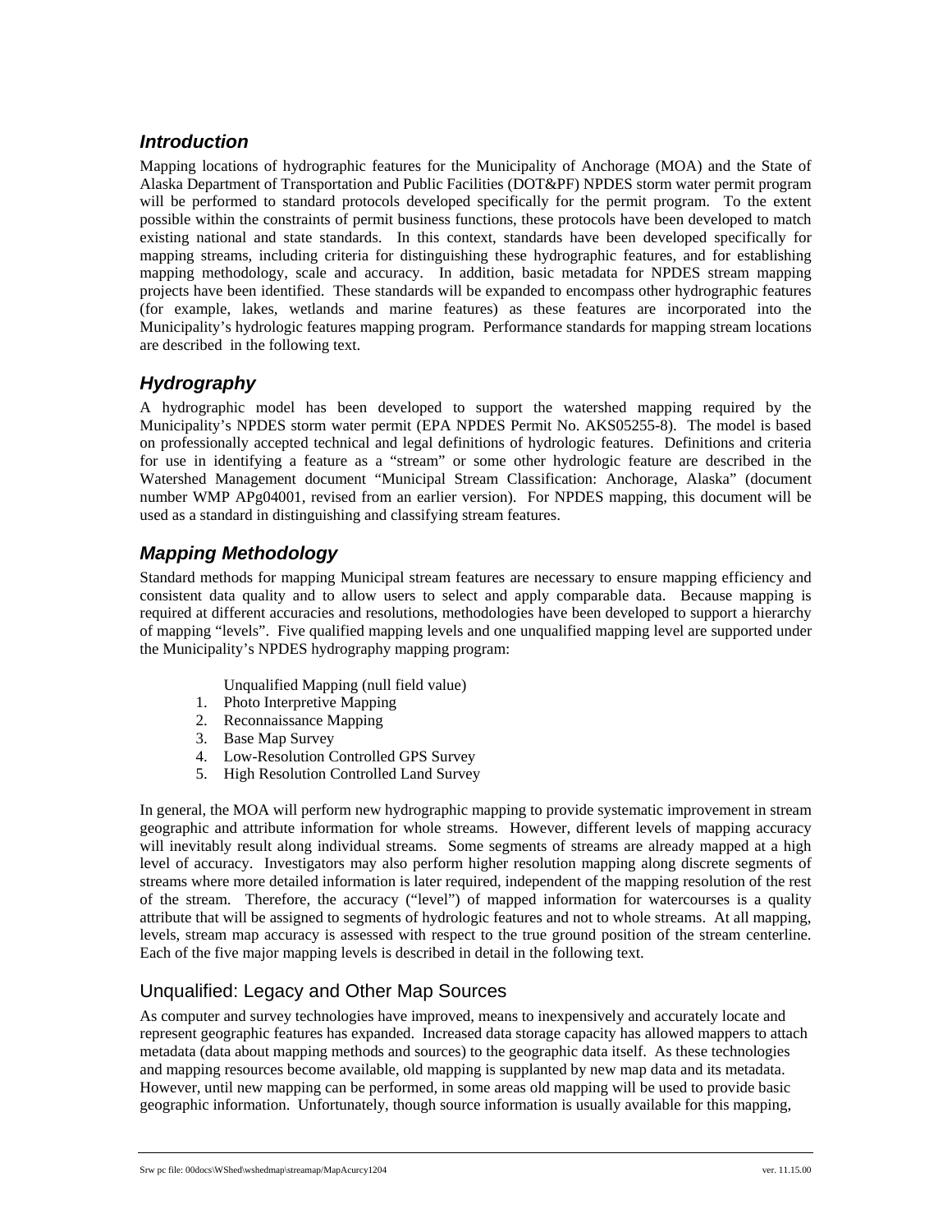## *Introduction*

Mapping locations of hydrographic features for the Municipality of Anchorage (MOA) and the State of Alaska Department of Transportation and Public Facilities (DOT&PF) NPDES storm water permit program will be performed to standard protocols developed specifically for the permit program. To the extent possible within the constraints of permit business functions, these protocols have been developed to match existing national and state standards. In this context, standards have been developed specifically for mapping streams, including criteria for distinguishing these hydrographic features, and for establishing mapping methodology, scale and accuracy. In addition, basic metadata for NPDES stream mapping projects have been identified. These standards will be expanded to encompass other hydrographic features (for example, lakes, wetlands and marine features) as these features are incorporated into the Municipality's hydrologic features mapping program. Performance standards for mapping stream locations are described in the following text.

## *Hydrography*

A hydrographic model has been developed to support the watershed mapping required by the Municipality's NPDES storm water permit (EPA NPDES Permit No. AKS05255-8). The model is based on professionally accepted technical and legal definitions of hydrologic features. Definitions and criteria for use in identifying a feature as a "stream" or some other hydrologic feature are described in the Watershed Management document "Municipal Stream Classification: Anchorage, Alaska" (document number WMP APg04001, revised from an earlier version). For NPDES mapping, this document will be used as a standard in distinguishing and classifying stream features.

## *Mapping Methodology*

Standard methods for mapping Municipal stream features are necessary to ensure mapping efficiency and consistent data quality and to allow users to select and apply comparable data. Because mapping is required at different accuracies and resolutions, methodologies have been developed to support a hierarchy of mapping "levels". Five qualified mapping levels and one unqualified mapping level are supported under the Municipality's NPDES hydrography mapping program:

Unqualified Mapping (null field value)

1. Photo Interpretive Mapping
2. Reconnaissance Mapping
3. Base Map Survey
4. Low-Resolution Controlled GPS Survey
5. High Resolution Controlled Land Survey

In general, the MOA will perform new hydrographic mapping to provide systematic improvement in stream geographic and attribute information for whole streams. However, different levels of mapping accuracy will inevitably result along individual streams. Some segments of streams are already mapped at a high level of accuracy. Investigators may also perform higher resolution mapping along discrete segments of streams where more detailed information is later required, independent of the mapping resolution of the rest of the stream. Therefore, the accuracy ("level") of mapped information for watercourses is a quality attribute that will be assigned to segments of hydrologic features and not to whole streams. At all mapping, levels, stream map accuracy is assessed with respect to the true ground position of the stream centerline. Each of the five major mapping levels is described in detail in the following text.

### Unqualified: Legacy and Other Map Sources

As computer and survey technologies have improved, means to inexpensively and accurately locate and represent geographic features has expanded. Increased data storage capacity has allowed mappers to attach metadata (data about mapping methods and sources) to the geographic data itself. As these technologies and mapping resources become available, old mapping is supplanted by new map data and its metadata. However, until new mapping can be performed, in some areas old mapping will be used to provide basic geographic information. Unfortunately, though source information is usually available for this mapping,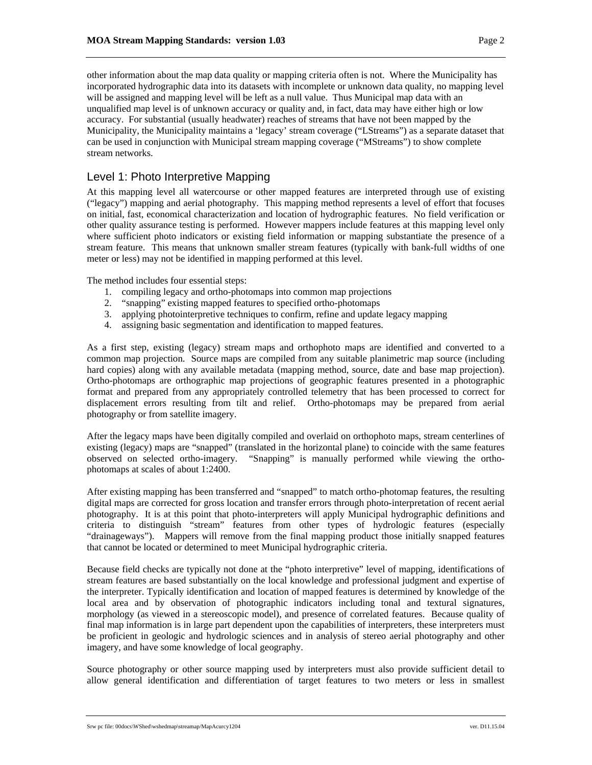other information about the map data quality or mapping criteria often is not. Where the Municipality has incorporated hydrographic data into its datasets with incomplete or unknown data quality, no mapping level will be assigned and mapping level will be left as a null value. Thus Municipal map data with an unqualified map level is of unknown accuracy or quality and, in fact, data may have either high or low accuracy. For substantial (usually headwater) reaches of streams that have not been mapped by the Municipality, the Municipality maintains a 'legacy' stream coverage ("LStreams") as a separate dataset that can be used in conjunction with Municipal stream mapping coverage ("MStreams") to show complete stream networks.

## Level 1: Photo Interpretive Mapping

At this mapping level all watercourse or other mapped features are interpreted through use of existing ("legacy") mapping and aerial photography. This mapping method represents a level of effort that focuses on initial, fast, economical characterization and location of hydrographic features. No field verification or other quality assurance testing is performed. However mappers include features at this mapping level only where sufficient photo indicators or existing field information or mapping substantiate the presence of a stream feature. This means that unknown smaller stream features (typically with bank-full widths of one meter or less) may not be identified in mapping performed at this level.

The method includes four essential steps:

1. compiling legacy and ortho-photomaps into common map projections
2. "snapping" existing mapped features to specified ortho-photomaps
3. applying photointerpretive techniques to confirm, refine and update legacy mapping
4. assigning basic segmentation and identification to mapped features.

As a first step, existing (legacy) stream maps and orthophoto maps are identified and converted to a common map projection. Source maps are compiled from any suitable planimetric map source (including hard copies) along with any available metadata (mapping method, source, date and base map projection). Ortho-photomaps are orthographic map projections of geographic features presented in a photographic format and prepared from any appropriately controlled telemetry that has been processed to correct for displacement errors resulting from tilt and relief. Ortho-photomaps may be prepared from aerial photography or from satellite imagery.

After the legacy maps have been digitally compiled and overlaid on orthophoto maps, stream centerlines of existing (legacy) maps are "snapped" (translated in the horizontal plane) to coincide with the same features observed on selected ortho-imagery. "Snapping" is manually performed while viewing the ortho-photomaps at scales of about 1:2400.

After existing mapping has been transferred and "snapped" to match ortho-photomap features, the resulting digital maps are corrected for gross location and transfer errors through photo-interpretation of recent aerial photography. It is at this point that photo-interpreters will apply Municipal hydrographic definitions and criteria to distinguish "stream" features from other types of hydrologic features (especially "drainageways"). Mappers will remove from the final mapping product those initially snapped features that cannot be located or determined to meet Municipal hydrographic criteria.

Because field checks are typically not done at the "photo interpretive" level of mapping, identifications of stream features are based substantially on the local knowledge and professional judgment and expertise of the interpreter. Typically identification and location of mapped features is determined by knowledge of the local area and by observation of photographic indicators including tonal and textural signatures, morphology (as viewed in a stereoscopic model), and presence of correlated features. Because quality of final map information is in large part dependent upon the capabilities of interpreters, these interpreters must be proficient in geologic and hydrologic sciences and in analysis of stereo aerial photography and other imagery, and have some knowledge of local geography.

Source photography or other source mapping used by interpreters must also provide sufficient detail to allow general identification and differentiation of target features to two meters or less in smallest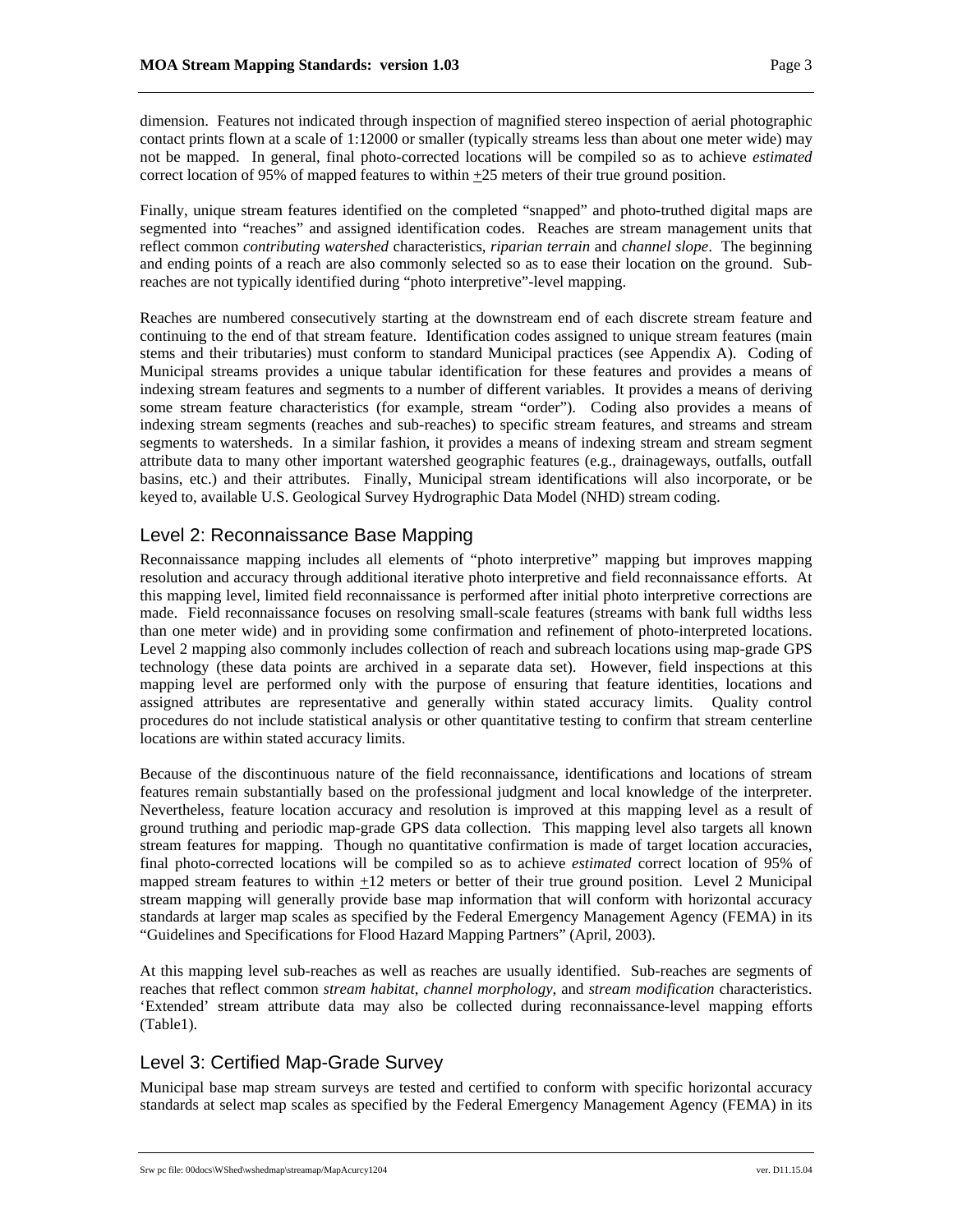dimension. Features not indicated through inspection of magnified stereo inspection of aerial photographic contact prints flown at a scale of 1:12000 or smaller (typically streams less than about one meter wide) may not be mapped. In general, final photo-corrected locations will be compiled so as to achieve *estimated* correct location of 95% of mapped features to within ±25 meters of their true ground position.

Finally, unique stream features identified on the completed "snapped" and photo-truthed digital maps are segmented into "reaches" and assigned identification codes. Reaches are stream management units that reflect common *contributing watershed* characteristics, *riparian terrain* and *channel slope*. The beginning and ending points of a reach are also commonly selected so as to ease their location on the ground. Sub-reaches are not typically identified during "photo interpretive"-level mapping.

Reaches are numbered consecutively starting at the downstream end of each discrete stream feature and continuing to the end of that stream feature. Identification codes assigned to unique stream features (main stems and their tributaries) must conform to standard Municipal practices (see Appendix A). Coding of Municipal streams provides a unique tabular identification for these features and provides a means of indexing stream features and segments to a number of different variables. It provides a means of deriving some stream feature characteristics (for example, stream "order"). Coding also provides a means of indexing stream segments (reaches and sub-reaches) to specific stream features, and streams and stream segments to watersheds. In a similar fashion, it provides a means of indexing stream and stream segment attribute data to many other important watershed geographic features (e.g., drainageways, outfalls, outfall basins, etc.) and their attributes. Finally, Municipal stream identifications will also incorporate, or be keyed to, available U.S. Geological Survey Hydrographic Data Model (NHD) stream coding.

## Level 2: Reconnaissance Base Mapping

Reconnaissance mapping includes all elements of "photo interpretive" mapping but improves mapping resolution and accuracy through additional iterative photo interpretive and field reconnaissance efforts. At this mapping level, limited field reconnaissance is performed after initial photo interpretive corrections are made. Field reconnaissance focuses on resolving small-scale features (streams with bank full widths less than one meter wide) and in providing some confirmation and refinement of photo-interpreted locations. Level 2 mapping also commonly includes collection of reach and subreach locations using map-grade GPS technology (these data points are archived in a separate data set). However, field inspections at this mapping level are performed only with the purpose of ensuring that feature identities, locations and assigned attributes are representative and generally within stated accuracy limits. Quality control procedures do not include statistical analysis or other quantitative testing to confirm that stream centerline locations are within stated accuracy limits.

Because of the discontinuous nature of the field reconnaissance, identifications and locations of stream features remain substantially based on the professional judgment and local knowledge of the interpreter. Nevertheless, feature location accuracy and resolution is improved at this mapping level as a result of ground truthing and periodic map-grade GPS data collection. This mapping level also targets all known stream features for mapping. Though no quantitative confirmation is made of target location accuracies, final photo-corrected locations will be compiled so as to achieve *estimated* correct location of 95% of mapped stream features to within ±12 meters or better of their true ground position. Level 2 Municipal stream mapping will generally provide base map information that will conform with horizontal accuracy standards at larger map scales as specified by the Federal Emergency Management Agency (FEMA) in its "Guidelines and Specifications for Flood Hazard Mapping Partners" (April, 2003).

At this mapping level sub-reaches as well as reaches are usually identified. Sub-reaches are segments of reaches that reflect common *stream habitat*, *channel morphology*, and *stream modification* characteristics. 'Extended' stream attribute data may also be collected during reconnaissance-level mapping efforts (Table1).

## Level 3: Certified Map-Grade Survey

Municipal base map stream surveys are tested and certified to conform with specific horizontal accuracy standards at select map scales as specified by the Federal Emergency Management Agency (FEMA) in its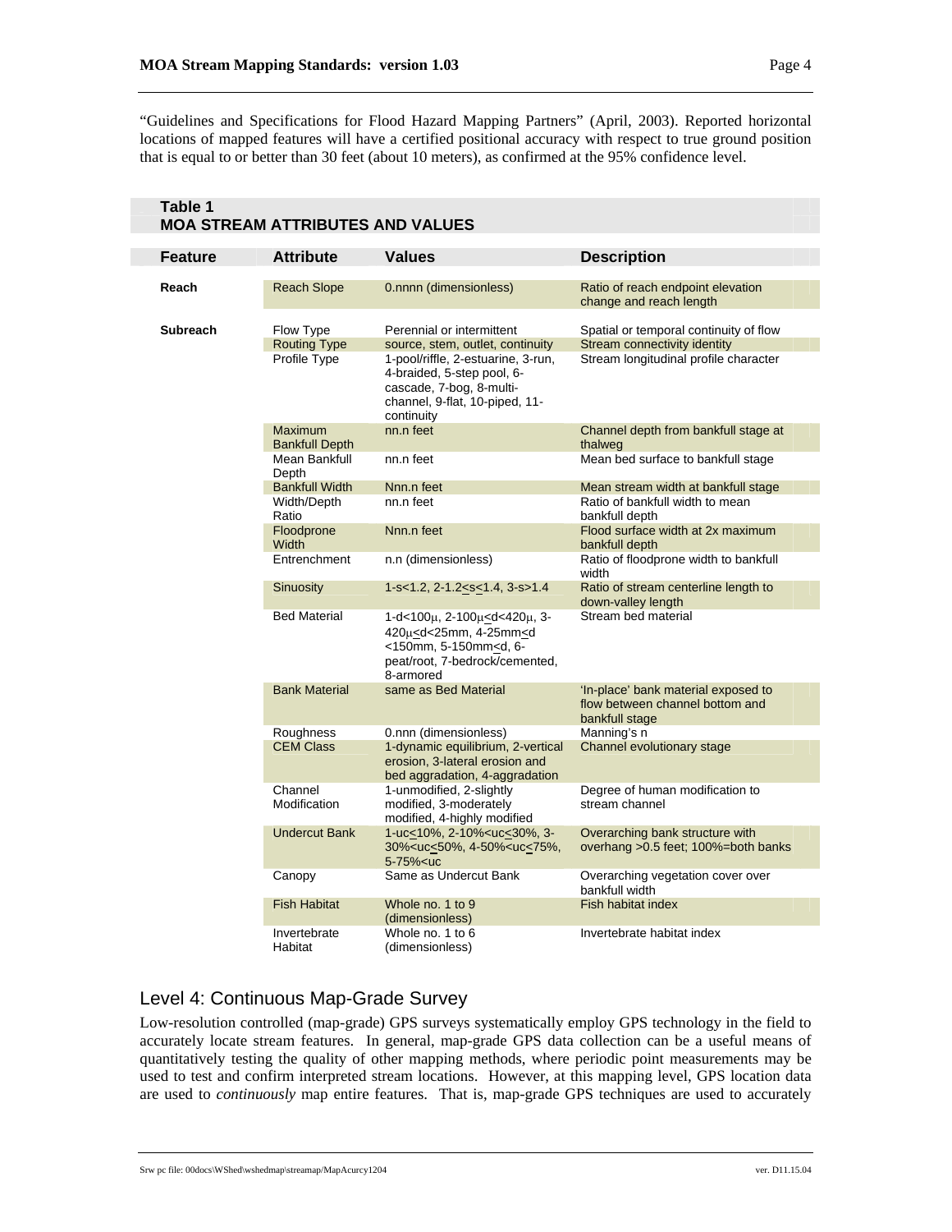"Guidelines and Specifications for Flood Hazard Mapping Partners" (April, 2003). Reported horizontal locations of mapped features will have a certified positional accuracy with respect to true ground position that is equal to or better than 30 feet (about 10 meters), as confirmed at the 95% confidence level.

**Table 1**
**MOA STREAM ATTRIBUTES AND VALUES**

| Feature | Attribute | Values | Description |
|---|---|---|---|
| **Reach** | Reach Slope | 0.nnnn (dimensionless) | Ratio of reach endpoint elevation change and reach length |
| **Subreach** | Flow Type | Perennial or intermittent | Spatial or temporal continuity of flow |
| | Routing Type | source, stem, outlet, continuity | Stream connectivity identity |
| | Profile Type | 1-pool/riffle, 2-estuarine, 3-run, 4-braided, 5-step pool, 6-cascade, 7-bog, 8-multi-channel, 9-flat, 10-piped, 11-continuity | Stream longitudinal profile character |
| | Maximum Bankfull Depth | nn.n feet | Channel depth from bankfull stage at thalweg |
| | Mean Bankfull Depth | nn.n feet | Mean bed surface to bankfull stage |
| | Bankfull Width | Nnn.n feet | Mean stream width at bankfull stage |
| | Width/Depth Ratio | nn.n feet | Ratio of bankfull width to mean bankfull depth |
| | Floodprone Width | Nnn.n feet | Flood surface width at 2x maximum bankfull depth |
| | Entrenchment | n.n (dimensionless) | Ratio of floodprone width to bankfull width |
| | Sinuosity | 1-s<1.2, 2-1.2≤s≤1.4, 3-s>1.4 | Ratio of stream centerline length to down-valley length |
| | Bed Material | 1-d<100μ, 2-100μ≤d<420μ, 3-420μ≤d<25mm, 4-25mm≤d <150mm, 5-150mm≤d, 6-peat/root, 7-bedrock/cemented, 8-armored | Stream bed material |
| | Bank Material | same as Bed Material | 'In-place' bank material exposed to flow between channel bottom and bankfull stage |
| | Roughness | 0.nnn (dimensionless) | Manning's n |
| | CEM Class | 1-dynamic equilibrium, 2-vertical erosion, 3-lateral erosion and bed aggradation, 4-aggradation | Channel evolutionary stage |
| | Channel Modification | 1-unmodified, 2-slightly modified, 3-moderately modified, 4-highly modified | Degree of human modification to stream channel |
| | Undercut Bank | 1-uc≤10%, 2-10%<uc≤30%, 3-30%<uc≤50%, 4-50%<uc≤75%, 5-75%<uc | Overarching bank structure with overhang >0.5 feet; 100%=both banks |
| | Canopy | Same as Undercut Bank | Overarching vegetation cover over bankfull width |
| | Fish Habitat | Whole no. 1 to 9 (dimensionless) | Fish habitat index |
| | Invertebrate Habitat | Whole no. 1 to 6 (dimensionless) | Invertebrate habitat index |

## Level 4: Continuous Map-Grade Survey

Low-resolution controlled (map-grade) GPS surveys systematically employ GPS technology in the field to accurately locate stream features. In general, map-grade GPS data collection can be a useful means of quantitatively testing the quality of other mapping methods, where periodic point measurements may be used to test and confirm interpreted stream locations. However, at this mapping level, GPS location data are used to *continuously* map entire features. That is, map-grade GPS techniques are used to accurately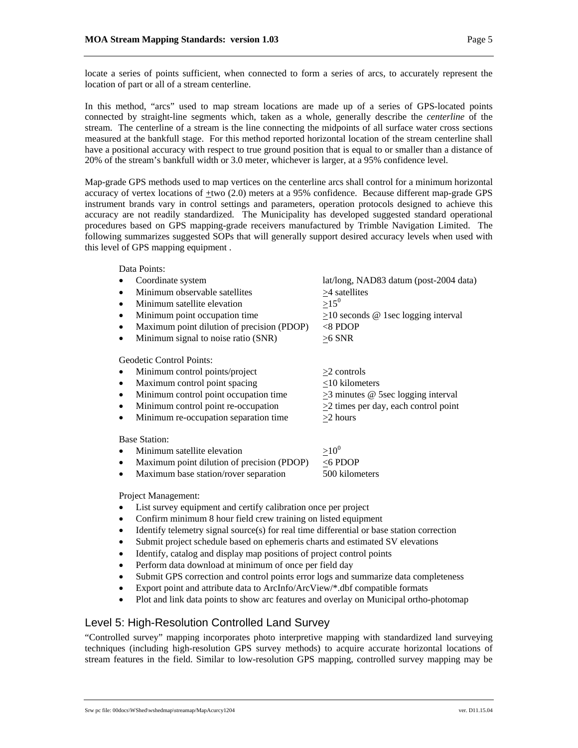locate a series of points sufficient, when connected to form a series of arcs, to accurately represent the location of part or all of a stream centerline.

In this method, "arcs" used to map stream locations are made up of a series of GPS-located points connected by straight-line segments which, taken as a whole, generally describe the *centerline* of the stream. The centerline of a stream is the line connecting the midpoints of all surface water cross sections measured at the bankfull stage. For this method reported horizontal location of the stream centerline shall have a positional accuracy with respect to true ground position that is equal to or smaller than a distance of 20% of the stream's bankfull width or 3.0 meter, whichever is larger, at a 95% confidence level.

Map-grade GPS methods used to map vertices on the centerline arcs shall control for a minimum horizontal accuracy of vertex locations of ±two (2.0) meters at a 95% confidence. Because different map-grade GPS instrument brands vary in control settings and parameters, operation protocols designed to achieve this accuracy are not readily standardized. The Municipality has developed suggested standard operational procedures based on GPS mapping-grade receivers manufactured by Trimble Navigation Limited. The following summarizes suggested SOPs that will generally support desired accuracy levels when used with this level of GPS mapping equipment .

Data Points:

- Coordinate system — lat/long, NAD83 datum (post-2004 data)
- Minimum observable satellites — ≥4 satellites
- Minimum satellite elevation — $\geq 15^0$
- Minimum point occupation time — ≥10 seconds @ 1sec logging interval
- Maximum point dilution of precision (PDOP) — <8 PDOP
- Minimum signal to noise ratio (SNR) — ≥6 SNR

Geodetic Control Points:

- Minimum control points/project — ≥2 controls
- Maximum control point spacing — ≤10 kilometers
- Minimum control point occupation time — ≥3 minutes @ 5sec logging interval
- Minimum control point re-occupation — ≥2 times per day, each control point
- Minimum re-occupation separation time — ≥2 hours

Base Station:

- Minimum satellite elevation — $\geq 10^0$
- Maximum point dilution of precision (PDOP) — ≤6 PDOP
- Maximum base station/rover separation — 500 kilometers

Project Management:

- List survey equipment and certify calibration once per project
- Confirm minimum 8 hour field crew training on listed equipment
- Identify telemetry signal source(s) for real time differential or base station correction
- Submit project schedule based on ephemeris charts and estimated SV elevations
- Identify, catalog and display map positions of project control points
- Perform data download at minimum of once per field day
- Submit GPS correction and control points error logs and summarize data completeness
- Export point and attribute data to ArcInfo/ArcView/*.dbf compatible formats
- Plot and link data points to show arc features and overlay on Municipal ortho-photomap

## Level 5: High-Resolution Controlled Land Survey

"Controlled survey" mapping incorporates photo interpretive mapping with standardized land surveying techniques (including high-resolution GPS survey methods) to acquire accurate horizontal locations of stream features in the field. Similar to low-resolution GPS mapping, controlled survey mapping may be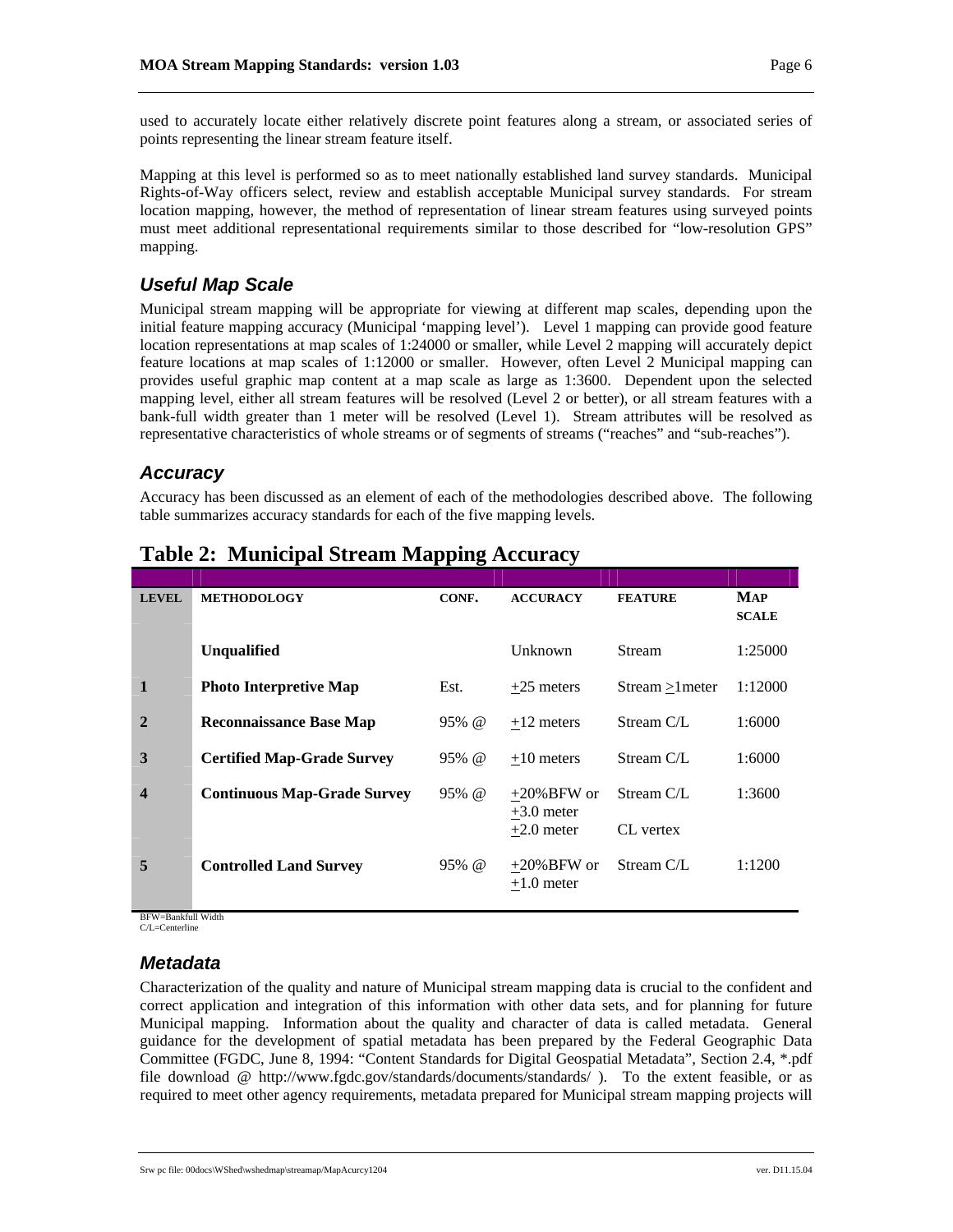used to accurately locate either relatively discrete point features along a stream, or associated series of points representing the linear stream feature itself.

Mapping at this level is performed so as to meet nationally established land survey standards. Municipal Rights-of-Way officers select, review and establish acceptable Municipal survey standards. For stream location mapping, however, the method of representation of linear stream features using surveyed points must meet additional representational requirements similar to those described for "low-resolution GPS" mapping.

### *Useful Map Scale*

Municipal stream mapping will be appropriate for viewing at different map scales, depending upon the initial feature mapping accuracy (Municipal 'mapping level'). Level 1 mapping can provide good feature location representations at map scales of 1:24000 or smaller, while Level 2 mapping will accurately depict feature locations at map scales of 1:12000 or smaller. However, often Level 2 Municipal mapping can provides useful graphic map content at a map scale as large as 1:3600. Dependent upon the selected mapping level, either all stream features will be resolved (Level 2 or better), or all stream features with a bank-full width greater than 1 meter will be resolved (Level 1). Stream attributes will be resolved as representative characteristics of whole streams or of segments of streams ("reaches" and "sub-reaches").

### *Accuracy*

Accuracy has been discussed as an element of each of the methodologies described above. The following table summarizes accuracy standards for each of the five mapping levels.

## Table 2: Municipal Stream Mapping Accuracy

| LEVEL | METHODOLOGY | CONF. | ACCURACY | FEATURE | MAP SCALE |
|---|---|---|---|---|---|
| | **Unqualified** | | Unknown | Stream | 1:25000 |
| **1** | **Photo Interpretive Map** | Est. | ±25 meters | Stream ≥1meter | 1:12000 |
| **2** | **Reconnaissance Base Map** | 95% @ | ±12 meters | Stream C/L | 1:6000 |
| **3** | **Certified Map-Grade Survey** | 95% @ | ±10 meters | Stream C/L | 1:6000 |
| **4** | **Continuous Map-Grade Survey** | 95% @ | ±20%BFW or ±3.0 meter | Stream C/L | 1:3600 |
| | | | ±2.0 meter | CL vertex | |
| **5** | **Controlled Land Survey** | 95% @ | ±20%BFW or ±1.0 meter | Stream C/L | 1:1200 |

BFW=Bankfull Width
C/L=Centerline

### *Metadata*

Characterization of the quality and nature of Municipal stream mapping data is crucial to the confident and correct application and integration of this information with other data sets, and for planning for future Municipal mapping. Information about the quality and character of data is called metadata. General guidance for the development of spatial metadata has been prepared by the Federal Geographic Data Committee (FGDC, June 8, 1994: "Content Standards for Digital Geospatial Metadata", Section 2.4, *.pdf file download @ http://www.fgdc.gov/standards/documents/standards/ ). To the extent feasible, or as required to meet other agency requirements, metadata prepared for Municipal stream mapping projects will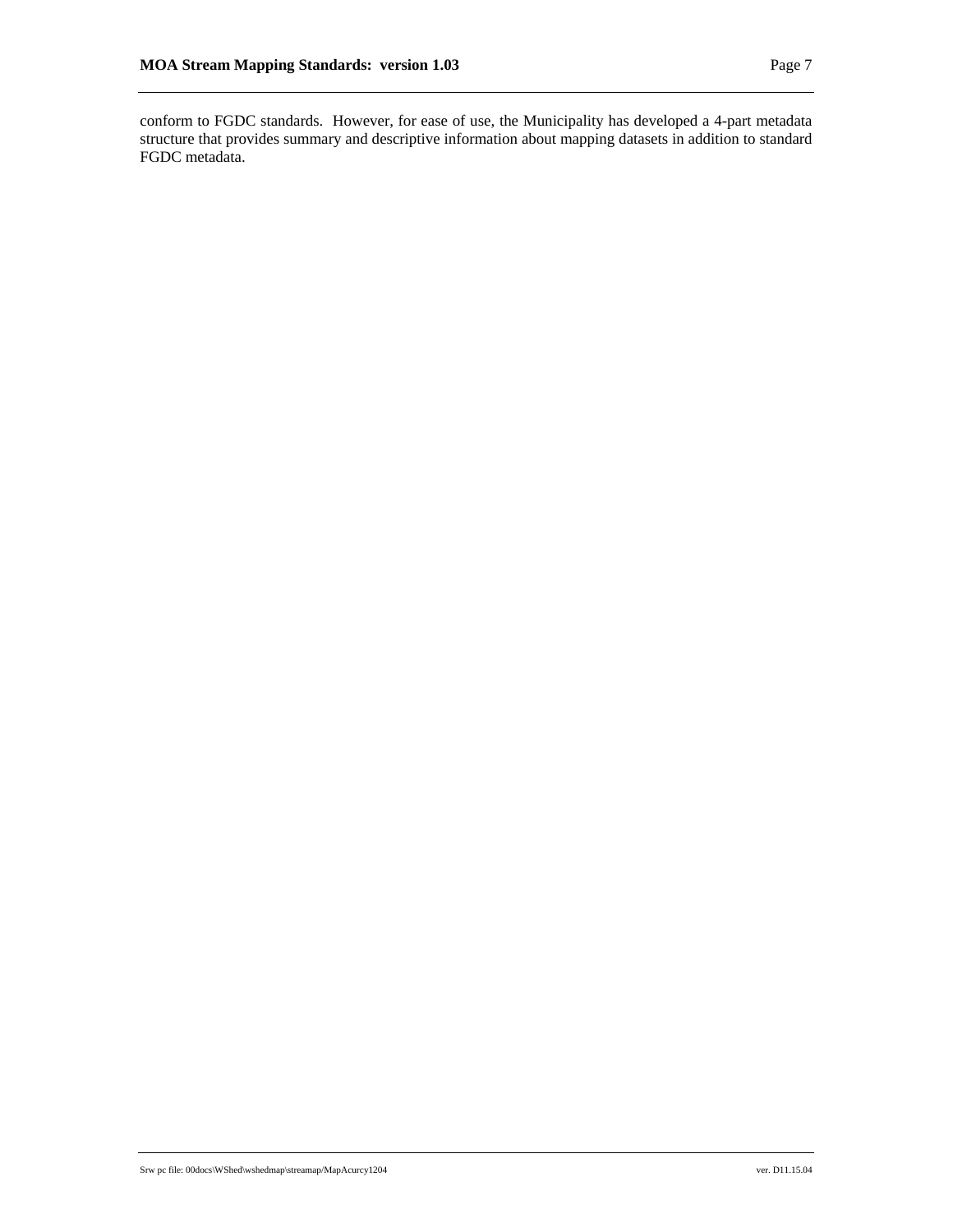conform to FGDC standards.  However, for ease of use, the Municipality has developed a 4-part metadata structure that provides summary and descriptive information about mapping datasets in addition to standard FGDC metadata.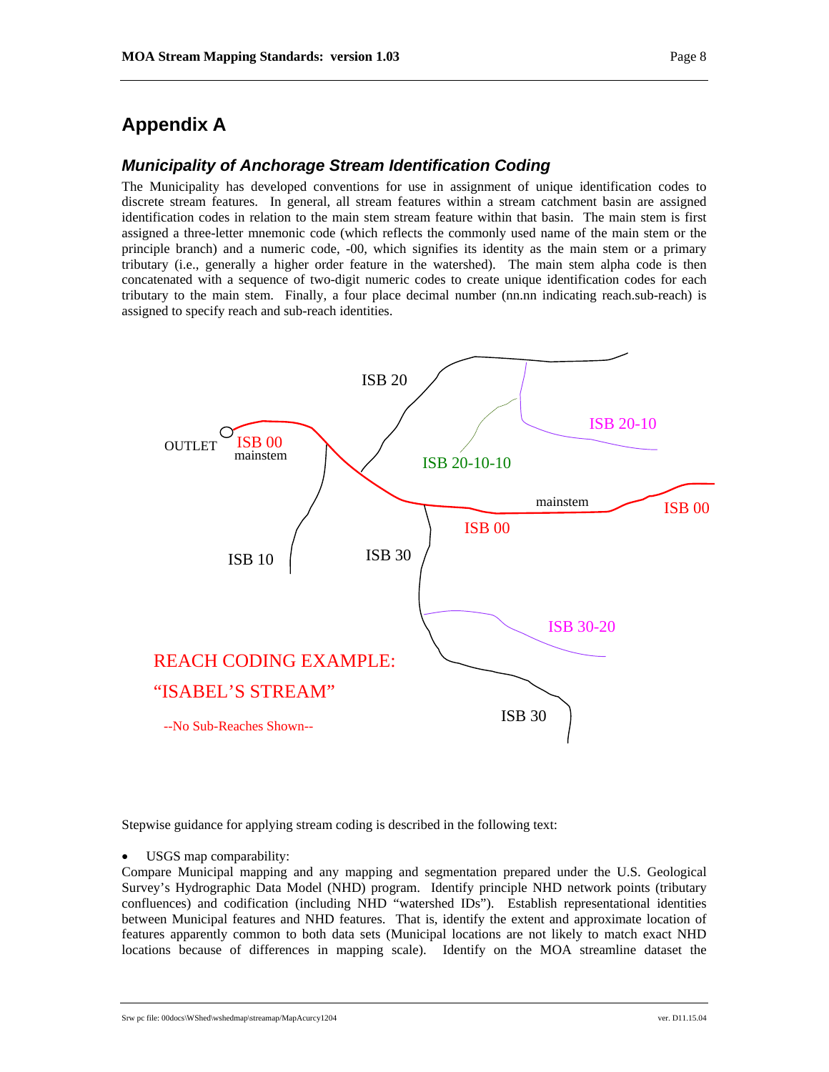# Appendix A

### *Municipality of Anchorage Stream Identification Coding*

The Municipality has developed conventions for use in assignment of unique identification codes to discrete stream features. In general, all stream features within a stream catchment basin are assigned identification codes in relation to the main stem stream feature within that basin. The main stem is first assigned a three-letter mnemonic code (which reflects the commonly used name of the main stem or the principle branch) and a numeric code, -00, which signifies its identity as the main stem or a primary tributary (i.e., generally a higher order feature in the watershed). The main stem alpha code is then concatenated with a sequence of two-digit numeric codes to create unique identification codes for each tributary to the main stem. Finally, a four place decimal number (nn.nn indicating reach.sub-reach) is assigned to specify reach and sub-reach identities.

Stepwise guidance for applying stream coding is described in the following text:

- USGS map comparability:

Compare Municipal mapping and any mapping and segmentation prepared under the U.S. Geological Survey's Hydrographic Data Model (NHD) program. Identify principle NHD network points (tributary confluences) and codification (including NHD "watershed IDs"). Establish representational identities between Municipal features and NHD features. That is, identify the extent and approximate location of features apparently common to both data sets (Municipal locations are not likely to match exact NHD locations because of differences in mapping scale). Identify on the MOA streamline dataset the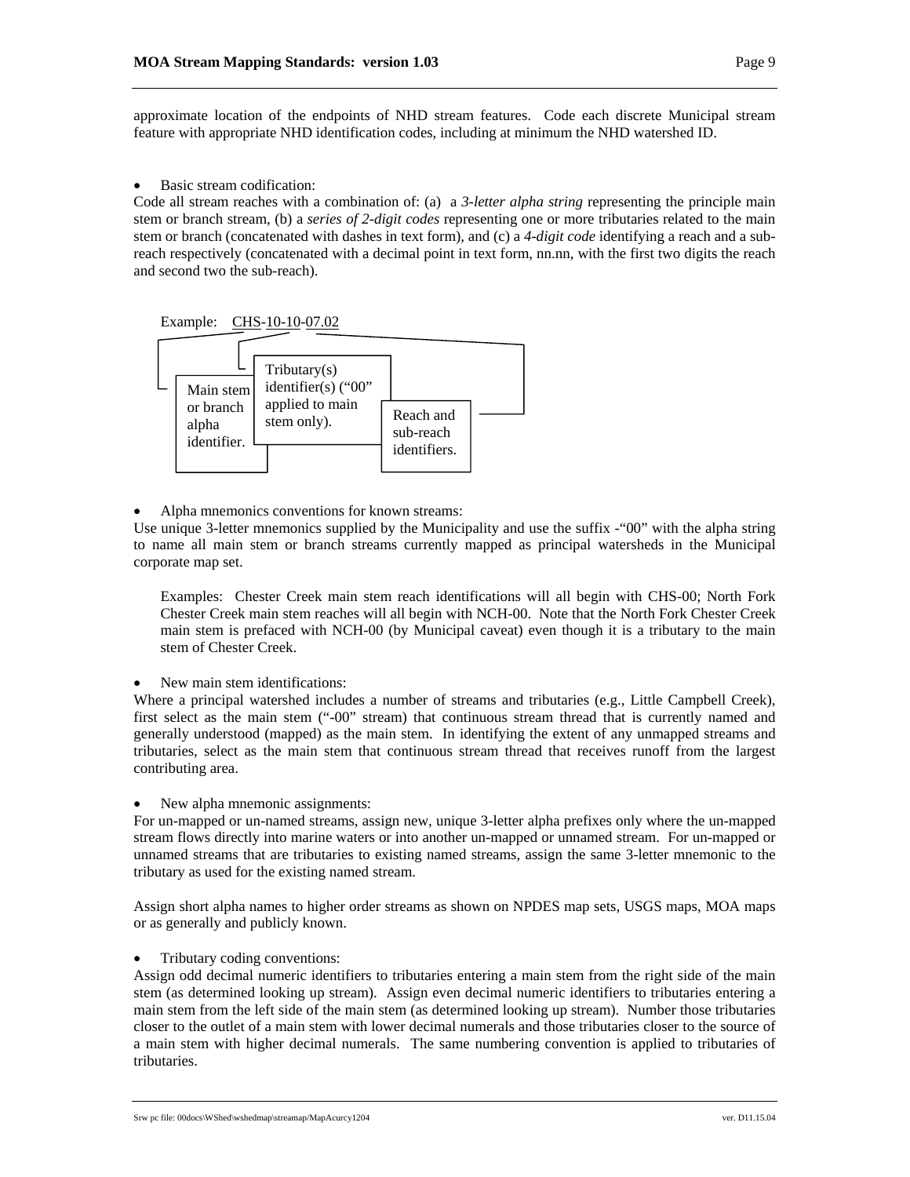approximate location of the endpoints of NHD stream features. Code each discrete Municipal stream feature with appropriate NHD identification codes, including at minimum the NHD watershed ID.

- Basic stream codification:

Code all stream reaches with a combination of: (a) a *3-letter alpha string* representing the principle main stem or branch stream, (b) a *series of 2-digit codes* representing one or more tributaries related to the main stem or branch (concatenated with dashes in text form), and (c) a *4-digit code* identifying a reach and a sub-reach respectively (concatenated with a decimal point in text form, nn.nn, with the first two digits the reach and second two the sub-reach).

Example: CHS-10-10-07.02

- Main stem or branch alpha identifier.
- Tributary(s) identifier(s) ("00" applied to main stem only).
- Reach and sub-reach identifiers.

- Alpha mnemonics conventions for known streams:

Use unique 3-letter mnemonics supplied by the Municipality and use the suffix -"00" with the alpha string to name all main stem or branch streams currently mapped as principal watersheds in the Municipal corporate map set.

> Examples: Chester Creek main stem reach identifications will all begin with CHS-00; North Fork Chester Creek main stem reaches will all begin with NCH-00. Note that the North Fork Chester Creek main stem is prefaced with NCH-00 (by Municipal caveat) even though it is a tributary to the main stem of Chester Creek.

- New main stem identifications:

Where a principal watershed includes a number of streams and tributaries (e.g., Little Campbell Creek), first select as the main stem ("-00" stream) that continuous stream thread that is currently named and generally understood (mapped) as the main stem. In identifying the extent of any unmapped streams and tributaries, select as the main stem that continuous stream thread that receives runoff from the largest contributing area.

- New alpha mnemonic assignments:

For un-mapped or un-named streams, assign new, unique 3-letter alpha prefixes only where the un-mapped stream flows directly into marine waters or into another un-mapped or unnamed stream. For un-mapped or unnamed streams that are tributaries to existing named streams, assign the same 3-letter mnemonic to the tributary as used for the existing named stream.

Assign short alpha names to higher order streams as shown on NPDES map sets, USGS maps, MOA maps or as generally and publicly known.

- Tributary coding conventions:

Assign odd decimal numeric identifiers to tributaries entering a main stem from the right side of the main stem (as determined looking up stream). Assign even decimal numeric identifiers to tributaries entering a main stem from the left side of the main stem (as determined looking up stream). Number those tributaries closer to the outlet of a main stem with lower decimal numerals and those tributaries closer to the source of a main stem with higher decimal numerals. The same numbering convention is applied to tributaries of tributaries.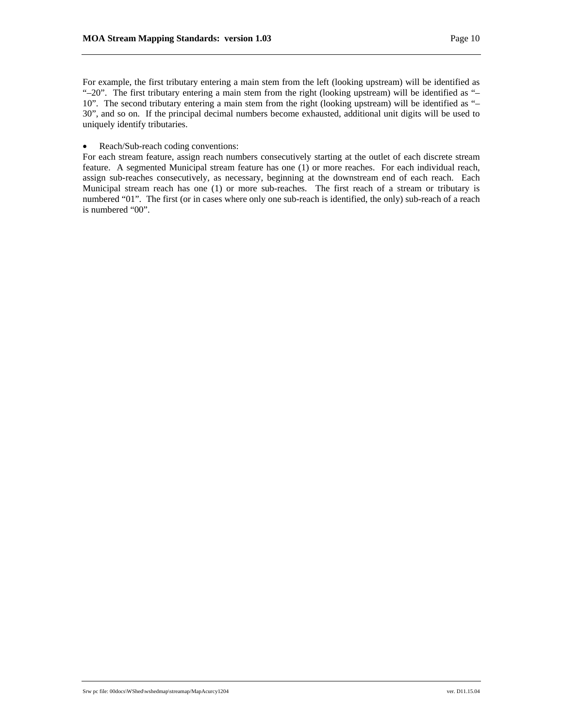For example, the first tributary entering a main stem from the left (looking upstream) will be identified as "–20". The first tributary entering a main stem from the right (looking upstream) will be identified as "–10". The second tributary entering a main stem from the right (looking upstream) will be identified as "–30", and so on. If the principal decimal numbers become exhausted, additional unit digits will be used to uniquely identify tributaries.

- Reach/Sub-reach coding conventions:

For each stream feature, assign reach numbers consecutively starting at the outlet of each discrete stream feature. A segmented Municipal stream feature has one (1) or more reaches. For each individual reach, assign sub-reaches consecutively, as necessary, beginning at the downstream end of each reach. Each Municipal stream reach has one (1) or more sub-reaches. The first reach of a stream or tributary is numbered "01". The first (or in cases where only one sub-reach is identified, the only) sub-reach of a reach is numbered "00".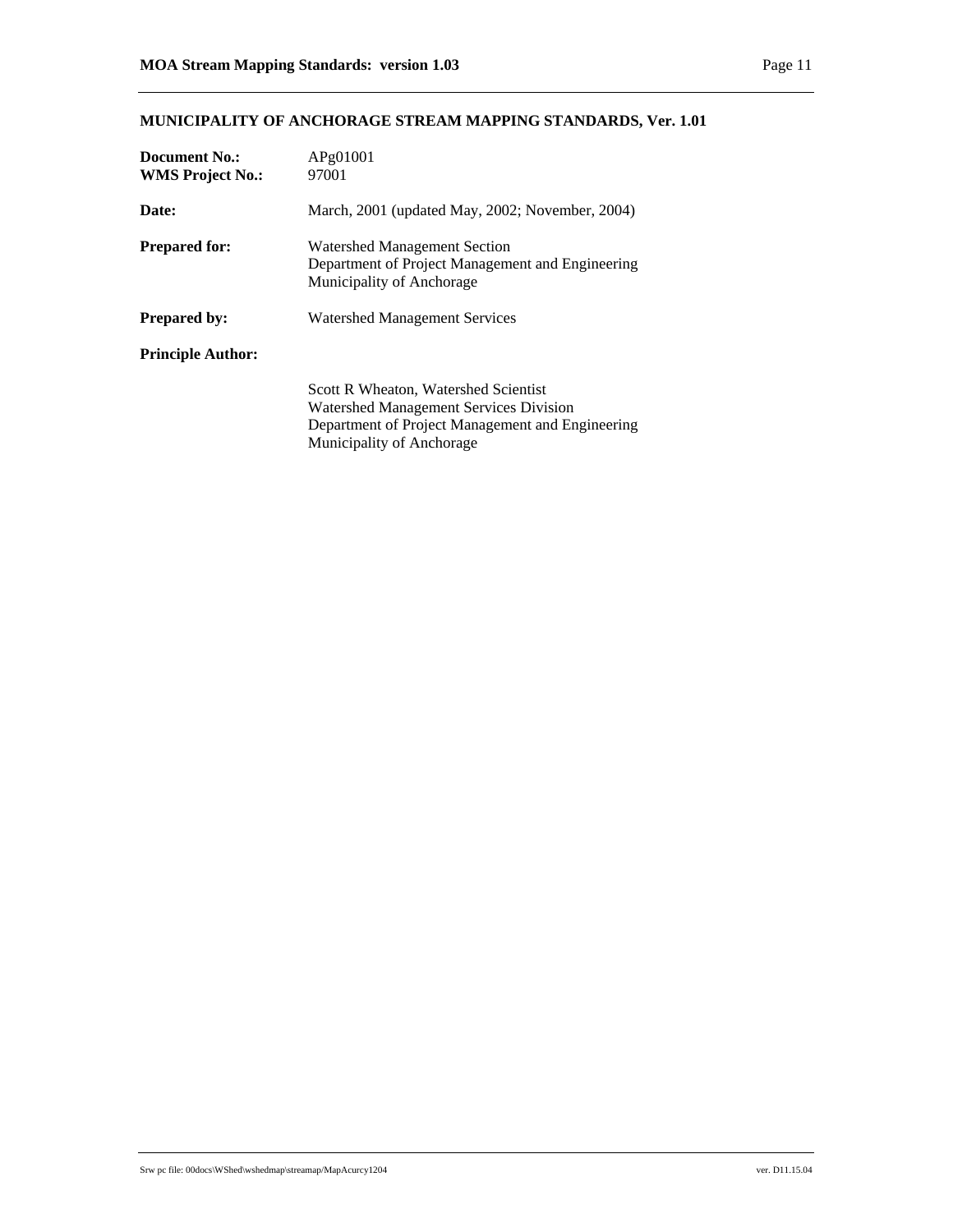**MUNICIPALITY OF ANCHORAGE STREAM MAPPING STANDARDS, Ver. 1.01**

| | |
|---|---|
| **Document No.:** | APg01001 |
| **WMS Project No.:** | 97001 |
| **Date:** | March, 2001 (updated May, 2002; November, 2004) |
| **Prepared for:** | Watershed Management Section<br>Department of Project Management and Engineering<br>Municipality of Anchorage |
| **Prepared by:** | Watershed Management Services |
| **Principle Author:** | |
| | Scott R Wheaton, Watershed Scientist<br>Watershed Management Services Division<br>Department of Project Management and Engineering<br>Municipality of Anchorage |